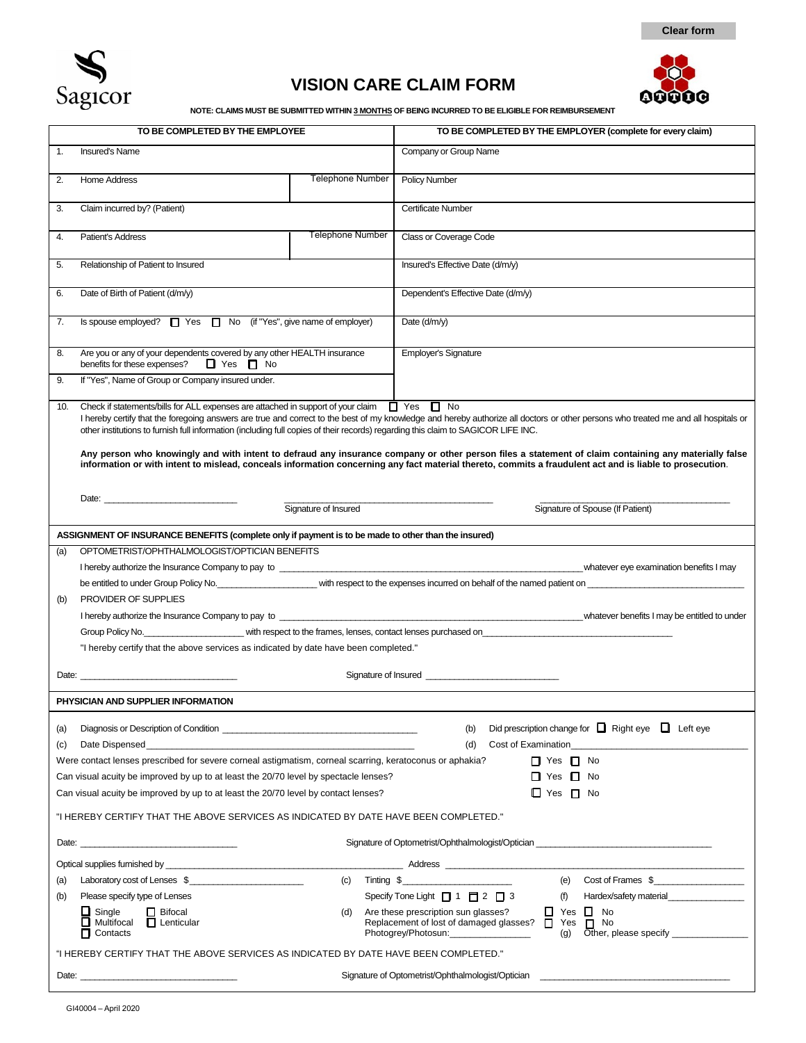Clear form

Sagicor

# VISION CARE CLAIM FORM

ATTIC

**NOTE: CLAIMS MUST BE SUBMITTED WITHIN 3 MONTHS OF BEING INCURRED TO BE ELIGIBLE FOR REIMBURSEMENT**

| TO BE COMPLETED BY THE EMPLOYEE | | TO BE COMPLETED BY THE EMPLOYER (complete for every claim) |
|---|---|---|
| 1. Insured's Name | | Company or Group Name |
| 2. Home Address | Telephone Number | Policy Number |
| 3. Claim incurred by? (Patient) | | Certificate Number |
| 4. Patient's Address | Telephone Number | Class or Coverage Code |
| 5. Relationship of Patient to Insured | | Insured's Effective Date (d/m/y) |
| 6. Date of Birth of Patient (d/m/y) | | Dependent's Effective Date (d/m/y) |
| 7. Is spouse employed? ☐ Yes ☐ No (if "Yes", give name of employer) | | Date (d/m/y) |
| 8. Are you or any of your dependents covered by any other HEALTH insurance benefits for these expenses? ☐ Yes ☐ No | | Employer's Signature |
| 9. If "Yes", Name of Group or Company insured under. | | |

10. Check if statements/bills for ALL expenses are attached in support of your claim ☐ Yes ☐ No

I hereby certify that the foregoing answers are true and correct to the best of my knowledge and hereby authorize all doctors or other persons who treated me and all hospitals or other institutions to furnish full information (including full copies of their records) regarding this claim to SAGICOR LIFE INC.

**Any person who knowingly and with intent to defraud any insurance company or other person files a statement of claim containing any materially false information or with intent to mislead, conceals information concerning any fact material thereto, commits a fraudulent act and is liable to prosecution.**

Date: ___________________________ ___________________________ Signature of Insured ___________________________ Signature of Spouse (If Patient)

**ASSIGNMENT OF INSURANCE BENEFITS (complete only if payment is to be made to other than the insured)**

(a) OPTOMETRIST/OPHTHALMOLOGIST/OPTICIAN BENEFITS

I hereby authorize the Insurance Company to pay to ___________________________ whatever eye examination benefits I may be entitled to under Group Policy No.____________________ with respect to the expenses incurred on behalf of the named patient on ___________________________

(b) PROVIDER OF SUPPLIES

I hereby authorize the Insurance Company to pay to ___________________________ whatever benefits I may be entitled to under Group Policy No.____________________ with respect to the frames, lenses, contact lenses purchased on___________________________

"I hereby certify that the above services as indicated by date have been completed."

Date: ___________________________ Signature of Insured ___________________________

**PHYSICIAN AND SUPPLIER INFORMATION**

(a) Diagnosis or Description of Condition ___________________________

(b) Did prescription change for ☐ Right eye ☐ Left eye

(c) Date Dispensed___________________________

(d) Cost of Examination___________________________

Were contact lenses prescribed for severe corneal astigmatism, corneal scarring, keratoconus or aphakia? ☐ Yes ☐ No

Can visual acuity be improved by up to at least the 20/70 level by spectacle lenses? ☐ Yes ☐ No

Can visual acuity be improved by up to at least the 20/70 level by contact lenses? ☐ Yes ☐ No

"I HEREBY CERTIFY THAT THE ABOVE SERVICES AS INDICATED BY DATE HAVE BEEN COMPLETED."

Date: ___________________________ Signature of Optometrist/Ophthalmologist/Optician ___________________________

Optical supplies furnished by ___________________________ Address ___________________________

(a) Laboratory cost of Lenses $___________________

(b) Please specify type of Lenses

☐ Single ☐ Bifocal
☐ Multifocal ☐ Lenticular
☐ Contacts

(c) Tinting $___________________

Specify Tone Light ☐ 1 ☐ 2 ☐ 3

(d) Are these prescription sun glasses? ☐ Yes ☐ No
Replacement of lost of damaged glasses? ☐ Yes ☐ No
Photogrey/Photosun:_______________

(e) Cost of Frames $_______________

(f) Hardex/safety material_______________

(g) Other, please specify _______________

"I HEREBY CERTIFY THAT THE ABOVE SERVICES AS INDICATED BY DATE HAVE BEEN COMPLETED."

Date: ___________________________ Signature of Optometrist/Ophthalmologist/Optician ___________________________

GI40004 – April 2020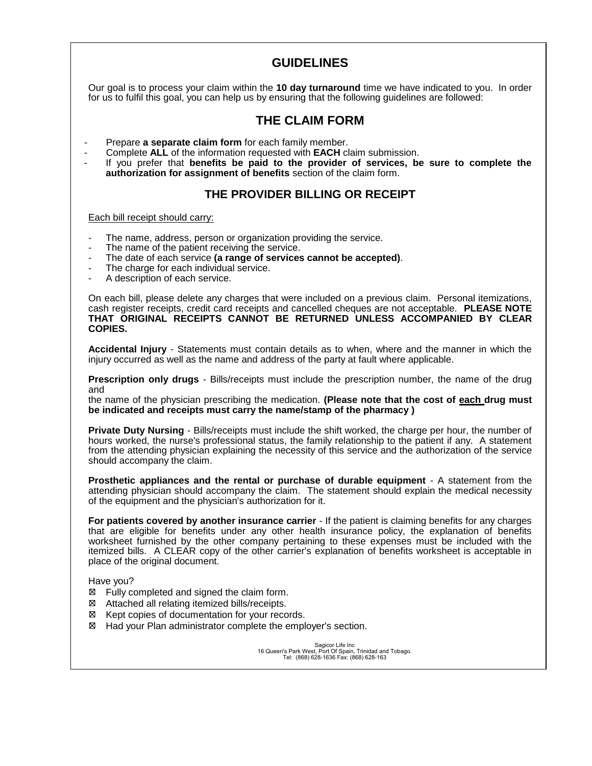## GUIDELINES

Our goal is to process your claim within the **10 day turnaround** time we have indicated to you. In order for us to fulfil this goal, you can help us by ensuring that the following guidelines are followed:

## THE CLAIM FORM

- Prepare **a separate claim form** for each family member.
- Complete **ALL** of the information requested with **EACH** claim submission.
- If you prefer that **benefits be paid to the provider of services, be sure to complete the authorization for assignment of benefits** section of the claim form.

## THE PROVIDER BILLING OR RECEIPT

Each bill receipt should carry:

- The name, address, person or organization providing the service.
- The name of the patient receiving the service.
- The date of each service **(a range of services cannot be accepted)**.
- The charge for each individual service.
- A description of each service.

On each bill, please delete any charges that were included on a previous claim. Personal itemizations, cash register receipts, credit card receipts and cancelled cheques are not acceptable. **PLEASE NOTE THAT ORIGINAL RECEIPTS CANNOT BE RETURNED UNLESS ACCOMPANIED BY CLEAR COPIES.**

**Accidental Injury** - Statements must contain details as to when, where and the manner in which the injury occurred as well as the name and address of the party at fault where applicable.

**Prescription only drugs** - Bills/receipts must include the prescription number, the name of the drug and
the name of the physician prescribing the medication. **(Please note that the cost of each drug must be indicated and receipts must carry the name/stamp of the pharmacy )**

**Private Duty Nursing** - Bills/receipts must include the shift worked, the charge per hour, the number of hours worked, the nurse's professional status, the family relationship to the patient if any. A statement from the attending physician explaining the necessity of this service and the authorization of the service should accompany the claim.

**Prosthetic appliances and the rental or purchase of durable equipment** - A statement from the attending physician should accompany the claim. The statement should explain the medical necessity of the equipment and the physician's authorization for it.

**For patients covered by another insurance carrier** - If the patient is claiming benefits for any charges that are eligible for benefits under any other health insurance policy, the explanation of benefits worksheet furnished by the other company pertaining to these expenses must be included with the itemized bills. A CLEAR copy of the other carrier's explanation of benefits worksheet is acceptable in place of the original document.

Have you?

- ☒ Fully completed and signed the claim form.
- ☒ Attached all relating itemized bills/receipts.
- ☒ Kept copies of documentation for your records.
- ☒ Had your Plan administrator complete the employer's section.

Sagicor Life Inc
16 Queen's Park West, Port Of Spain, Trinidad and Tobago.
Tel: (868) 628-1636 Fax: (868) 628-163